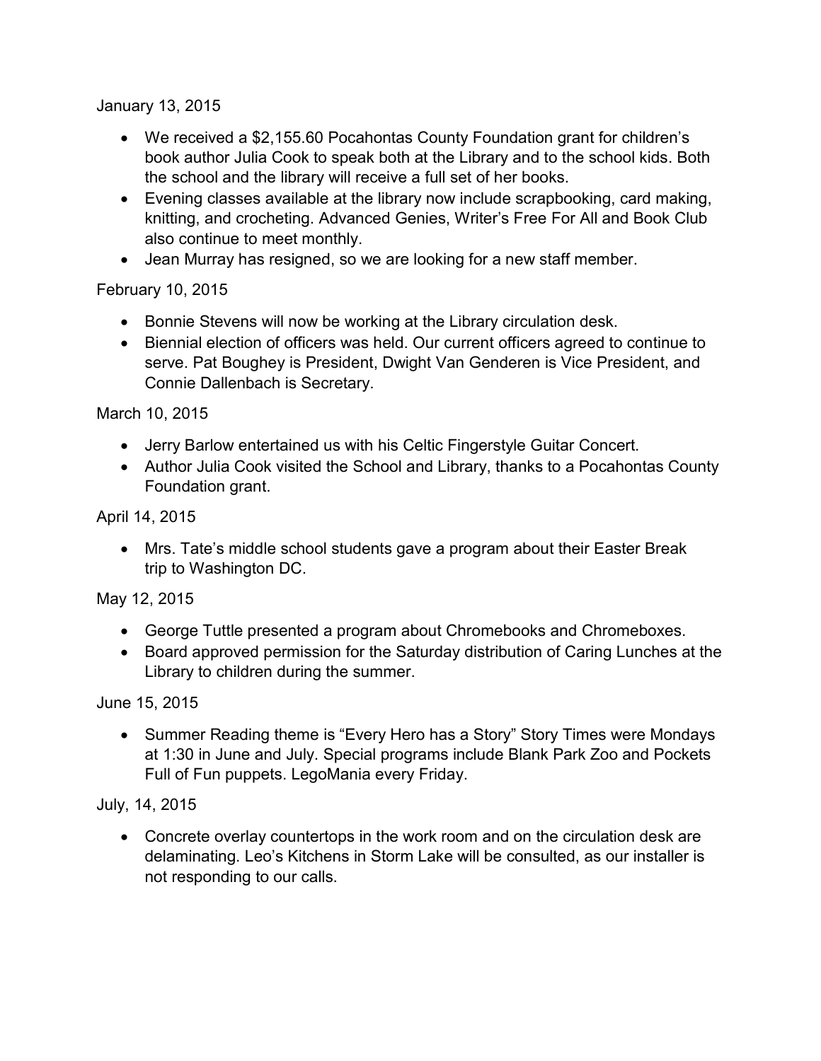January 13, 2015

- We received a $2,155.60 Pocahontas County Foundation grant for children's book author Julia Cook to speak both at the Library and to the school kids. Both the school and the library will receive a full set of her books.
- Evening classes available at the library now include scrapbooking, card making, knitting, and crocheting. Advanced Genies, Writer's Free For All and Book Club also continue to meet monthly.
- Jean Murray has resigned, so we are looking for a new staff member.

February 10, 2015

- Bonnie Stevens will now be working at the Library circulation desk.
- Biennial election of officers was held. Our current officers agreed to continue to serve. Pat Boughey is President, Dwight Van Genderen is Vice President, and Connie Dallenbach is Secretary.

March 10, 2015

- Jerry Barlow entertained us with his Celtic Fingerstyle Guitar Concert.
- Author Julia Cook visited the School and Library, thanks to a Pocahontas County Foundation grant.

April 14, 2015

- Mrs. Tate's middle school students gave a program about their Easter Break trip to Washington DC.

May 12, 2015

- George Tuttle presented a program about Chromebooks and Chromeboxes.
- Board approved permission for the Saturday distribution of Caring Lunches at the Library to children during the summer.

June 15, 2015

- Summer Reading theme is "Every Hero has a Story" Story Times were Mondays at 1:30 in June and July. Special programs include Blank Park Zoo and Pockets Full of Fun puppets. LegoMania every Friday.

July, 14, 2015

- Concrete overlay countertops in the work room and on the circulation desk are delaminating. Leo's Kitchens in Storm Lake will be consulted, as our installer is not responding to our calls.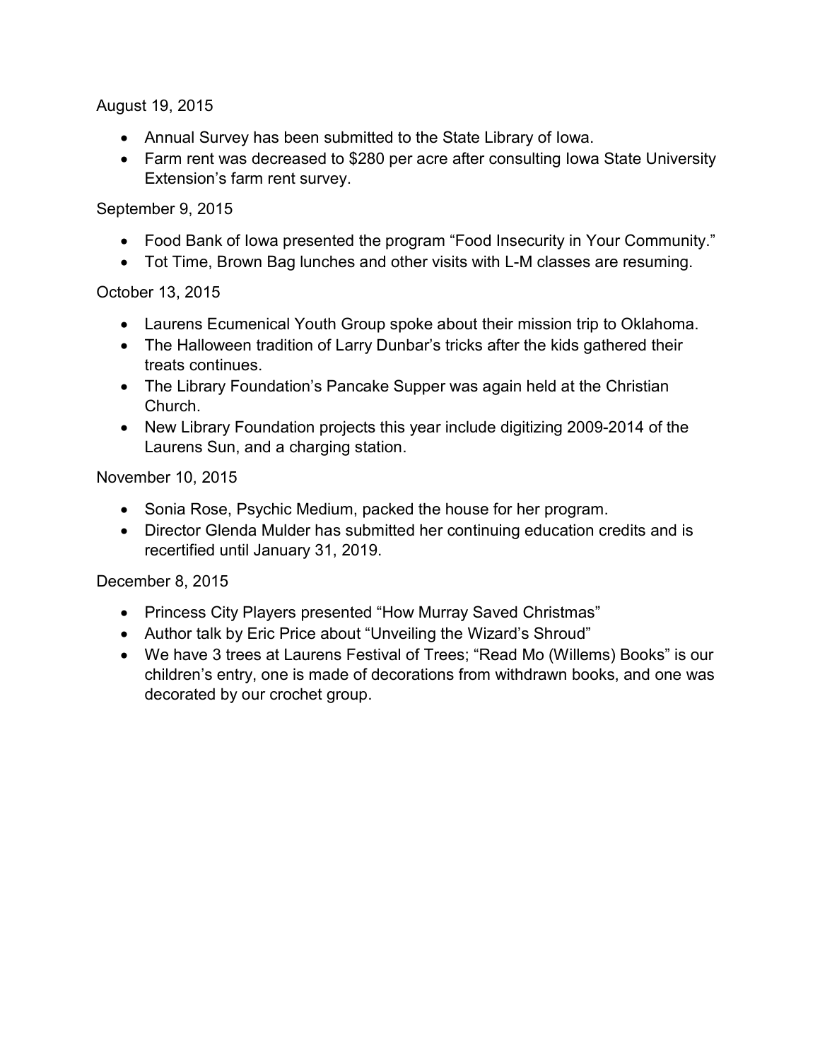August 19, 2015

- Annual Survey has been submitted to the State Library of Iowa.
- Farm rent was decreased to $280 per acre after consulting Iowa State University Extension's farm rent survey.

September 9, 2015

- Food Bank of Iowa presented the program "Food Insecurity in Your Community."
- Tot Time, Brown Bag lunches and other visits with L-M classes are resuming.

October 13, 2015

- Laurens Ecumenical Youth Group spoke about their mission trip to Oklahoma.
- The Halloween tradition of Larry Dunbar's tricks after the kids gathered their treats continues.
- The Library Foundation's Pancake Supper was again held at the Christian Church.
- New Library Foundation projects this year include digitizing 2009-2014 of the Laurens Sun, and a charging station.

November 10, 2015

- Sonia Rose, Psychic Medium, packed the house for her program.
- Director Glenda Mulder has submitted her continuing education credits and is recertified until January 31, 2019.

December 8, 2015

- Princess City Players presented "How Murray Saved Christmas"
- Author talk by Eric Price about "Unveiling the Wizard's Shroud"
- We have 3 trees at Laurens Festival of Trees; "Read Mo (Willems) Books" is our children's entry, one is made of decorations from withdrawn books, and one was decorated by our crochet group.